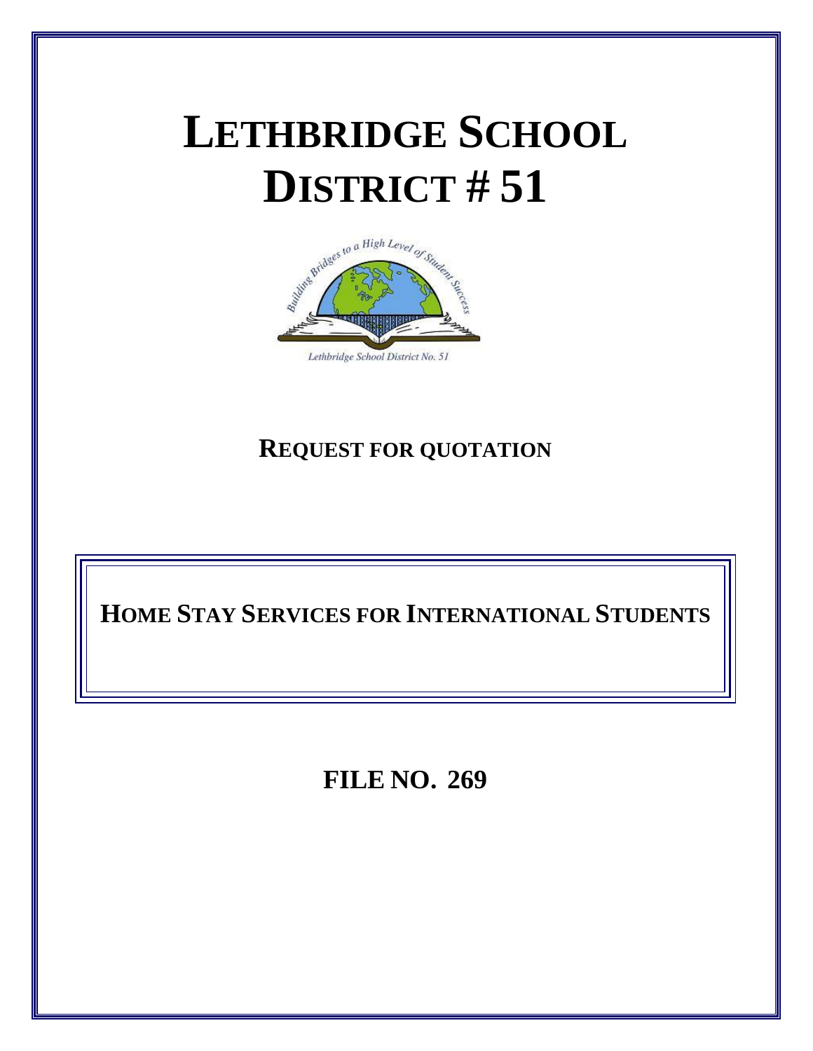# LETHBRIDGE SCHOOL DISTRICT # 51

Building Bridges to a High Level of Student Success

Lethbridge School District No. 51

## REQUEST FOR QUOTATION

## HOME STAY SERVICES FOR INTERNATIONAL STUDENTS

## FILE NO. 269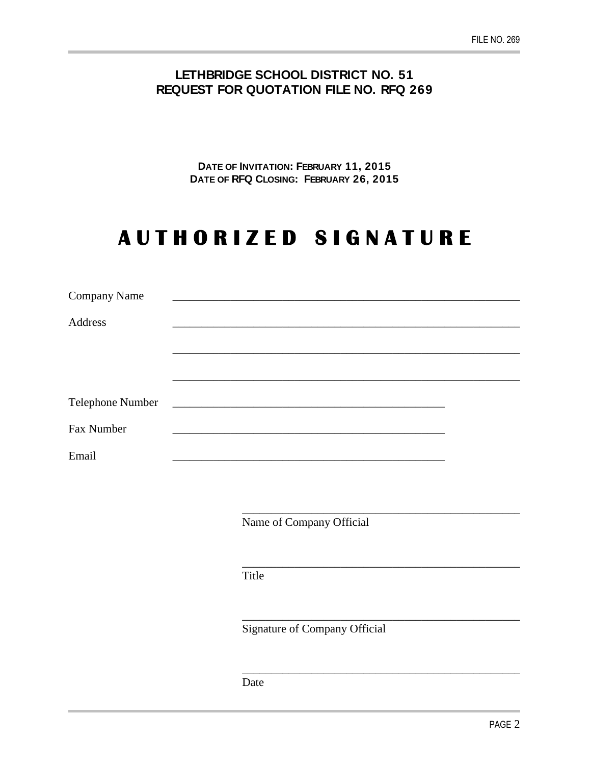**LETHBRIDGE SCHOOL DISTRICT NO. 51**
**REQUEST FOR QUOTATION FILE NO. RFQ 269**

**DATE OF INVITATION: FEBRUARY 11, 2015**
**DATE OF RFQ CLOSING: FEBRUARY 26, 2015**

# AUTHORIZED SIGNATURE

Company Name ______________________________________________

Address ______________________________________________

______________________________________________

______________________________________________

Telephone Number ________________________________

Fax Number ________________________________

Email ________________________________

______________________________________________
Name of Company Official

______________________________________________
Title

______________________________________________
Signature of Company Official

______________________________________________
Date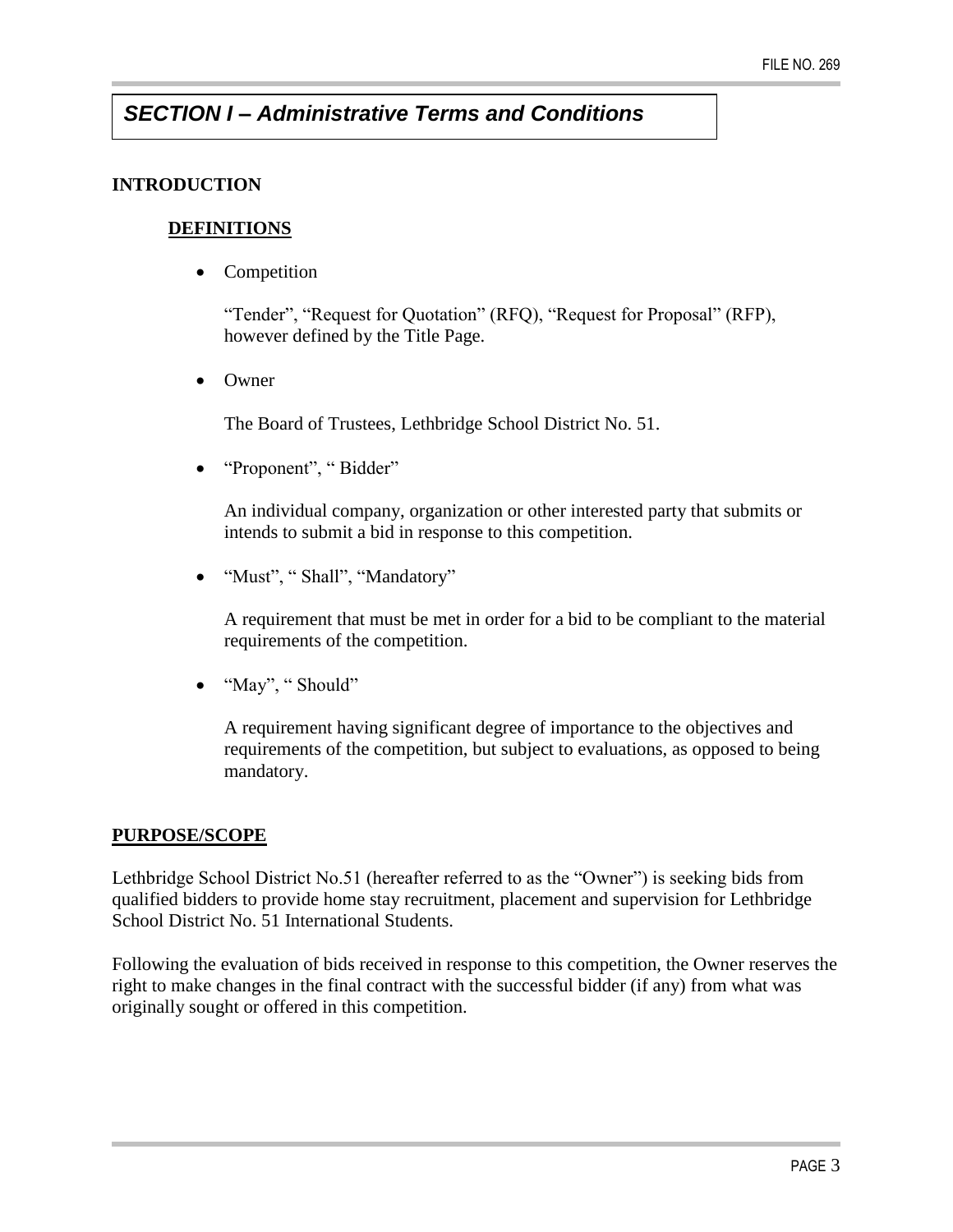# *SECTION I – Administrative Terms and Conditions*

## INTRODUCTION

### DEFINITIONS

- Competition

  "Tender", "Request for Quotation" (RFQ), "Request for Proposal" (RFP), however defined by the Title Page.

- Owner

  The Board of Trustees, Lethbridge School District No. 51.

- "Proponent", " Bidder"

  An individual company, organization or other interested party that submits or intends to submit a bid in response to this competition.

- "Must", " Shall", "Mandatory"

  A requirement that must be met in order for a bid to be compliant to the material requirements of the competition.

- "May", " Should"

  A requirement having significant degree of importance to the objectives and requirements of the competition, but subject to evaluations, as opposed to being mandatory.

## PURPOSE/SCOPE

Lethbridge School District No.51 (hereafter referred to as the "Owner") is seeking bids from qualified bidders to provide home stay recruitment, placement and supervision for Lethbridge School District No. 51 International Students.

Following the evaluation of bids received in response to this competition, the Owner reserves the right to make changes in the final contract with the successful bidder (if any) from what was originally sought or offered in this competition.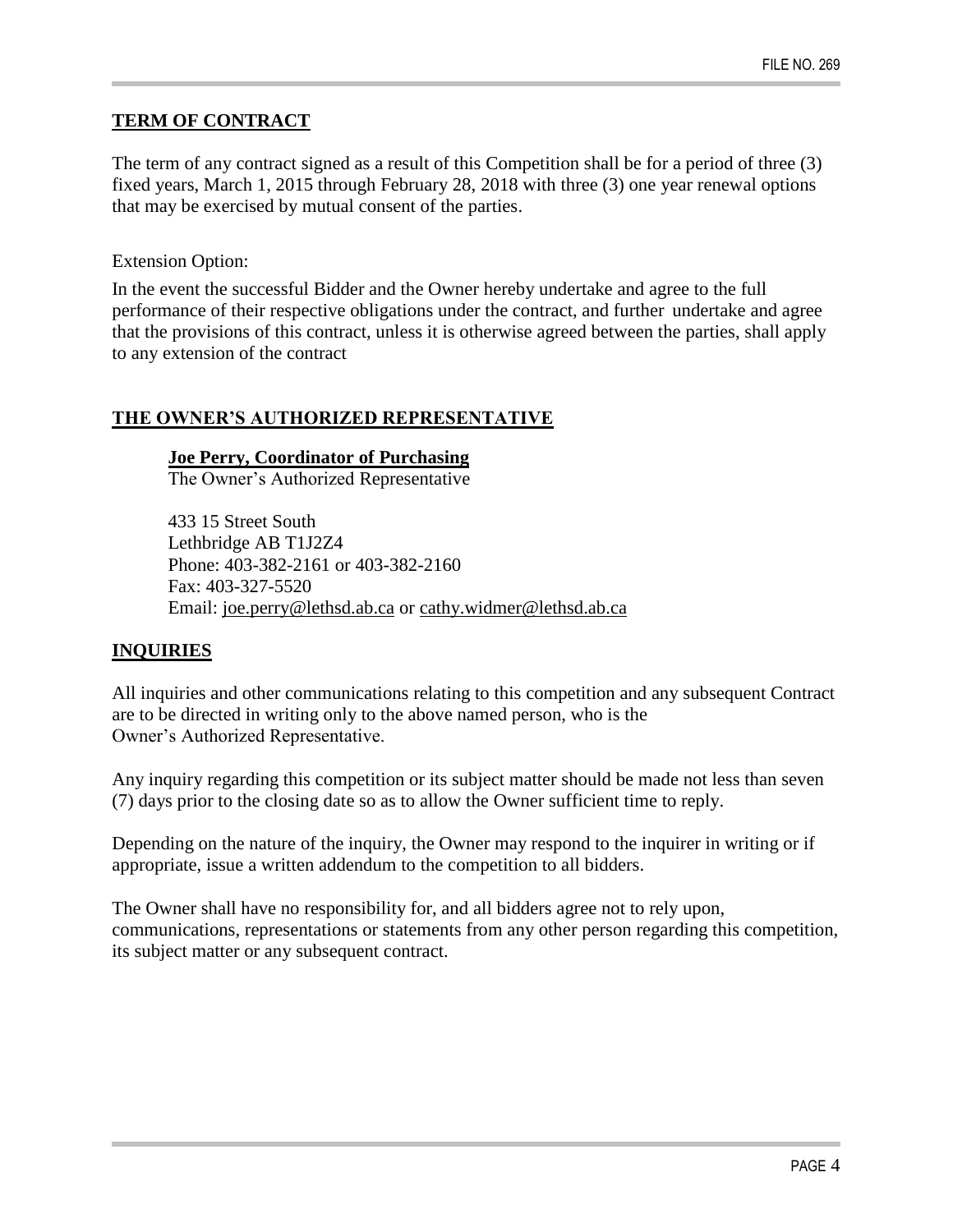## TERM OF CONTRACT

The term of any contract signed as a result of this Competition shall be for a period of three (3) fixed years, March 1, 2015 through February 28, 2018 with three (3) one year renewal options that may be exercised by mutual consent of the parties.

Extension Option:

In the event the successful Bidder and the Owner hereby undertake and agree to the full performance of their respective obligations under the contract, and further undertake and agree that the provisions of this contract, unless it is otherwise agreed between the parties, shall apply to any extension of the contract

## THE OWNER'S AUTHORIZED REPRESENTATIVE

**Joe Perry, Coordinator of Purchasing**
The Owner's Authorized Representative

433 15 Street South
Lethbridge AB T1J2Z4
Phone: 403-382-2161 or 403-382-2160
Fax: 403-327-5520
Email: joe.perry@lethsd.ab.ca or cathy.widmer@lethsd.ab.ca

## INQUIRIES

All inquiries and other communications relating to this competition and any subsequent Contract are to be directed in writing only to the above named person, who is the Owner's Authorized Representative.

Any inquiry regarding this competition or its subject matter should be made not less than seven (7) days prior to the closing date so as to allow the Owner sufficient time to reply.

Depending on the nature of the inquiry, the Owner may respond to the inquirer in writing or if appropriate, issue a written addendum to the competition to all bidders.

The Owner shall have no responsibility for, and all bidders agree not to rely upon, communications, representations or statements from any other person regarding this competition, its subject matter or any subsequent contract.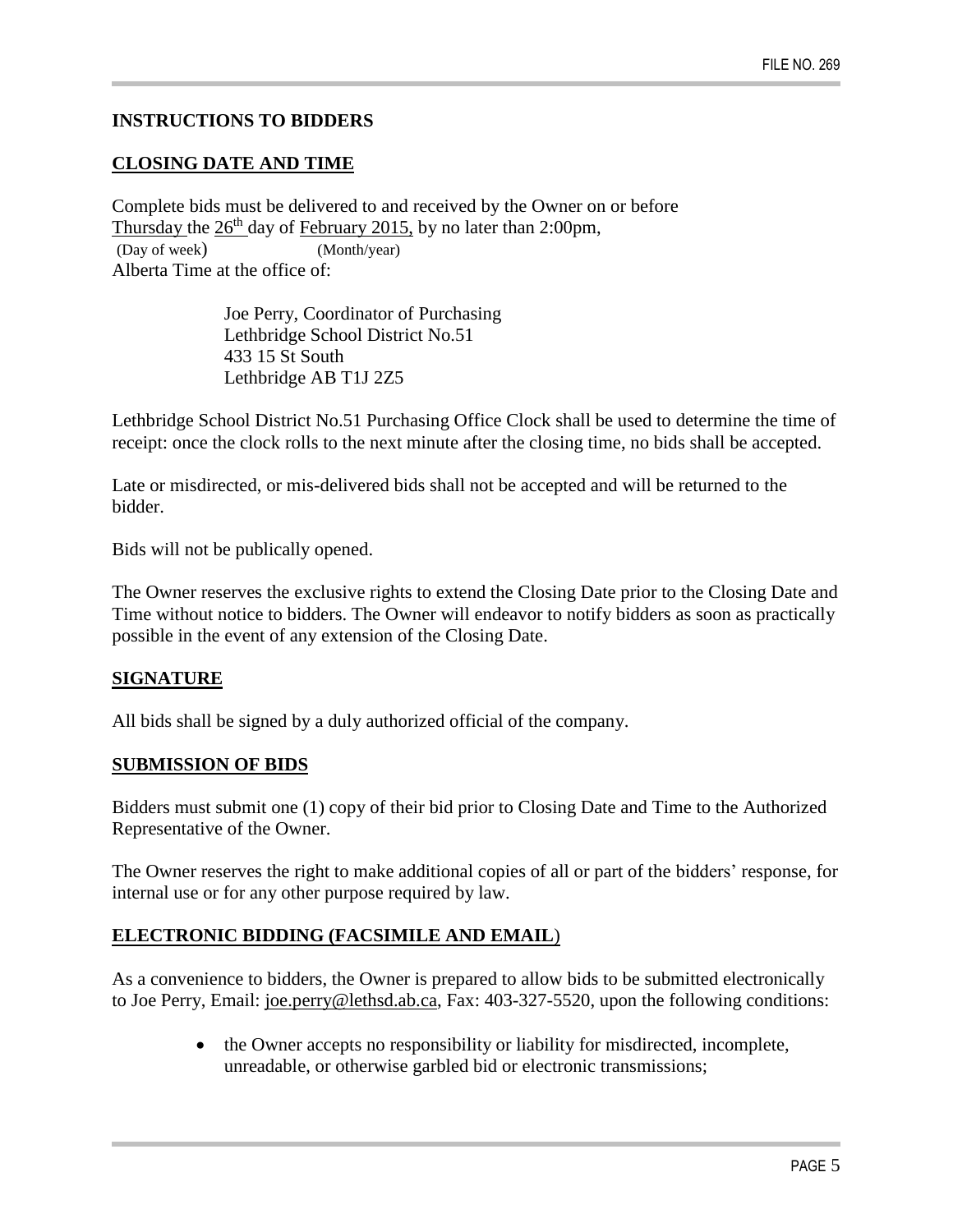## INSTRUCTIONS TO BIDDERS

### CLOSING DATE AND TIME

Complete bids must be delivered to and received by the Owner on or before Thursday the 26th day of February 2015, by no later than 2:00pm,
(Day of week) (Month/year)
Alberta Time at the office of:

> Joe Perry, Coordinator of Purchasing
> Lethbridge School District No.51
> 433 15 St South
> Lethbridge AB T1J 2Z5

Lethbridge School District No.51 Purchasing Office Clock shall be used to determine the time of receipt: once the clock rolls to the next minute after the closing time, no bids shall be accepted.

Late or misdirected, or mis-delivered bids shall not be accepted and will be returned to the bidder.

Bids will not be publically opened.

The Owner reserves the exclusive rights to extend the Closing Date prior to the Closing Date and Time without notice to bidders. The Owner will endeavor to notify bidders as soon as practically possible in the event of any extension of the Closing Date.

### SIGNATURE

All bids shall be signed by a duly authorized official of the company.

### SUBMISSION OF BIDS

Bidders must submit one (1) copy of their bid prior to Closing Date and Time to the Authorized Representative of the Owner.

The Owner reserves the right to make additional copies of all or part of the bidders' response, for internal use or for any other purpose required by law.

### ELECTRONIC BIDDING (FACSIMILE AND EMAIL)

As a convenience to bidders, the Owner is prepared to allow bids to be submitted electronically to Joe Perry, Email: joe.perry@lethsd.ab.ca, Fax: 403-327-5520, upon the following conditions:

- the Owner accepts no responsibility or liability for misdirected, incomplete, unreadable, or otherwise garbled bid or electronic transmissions;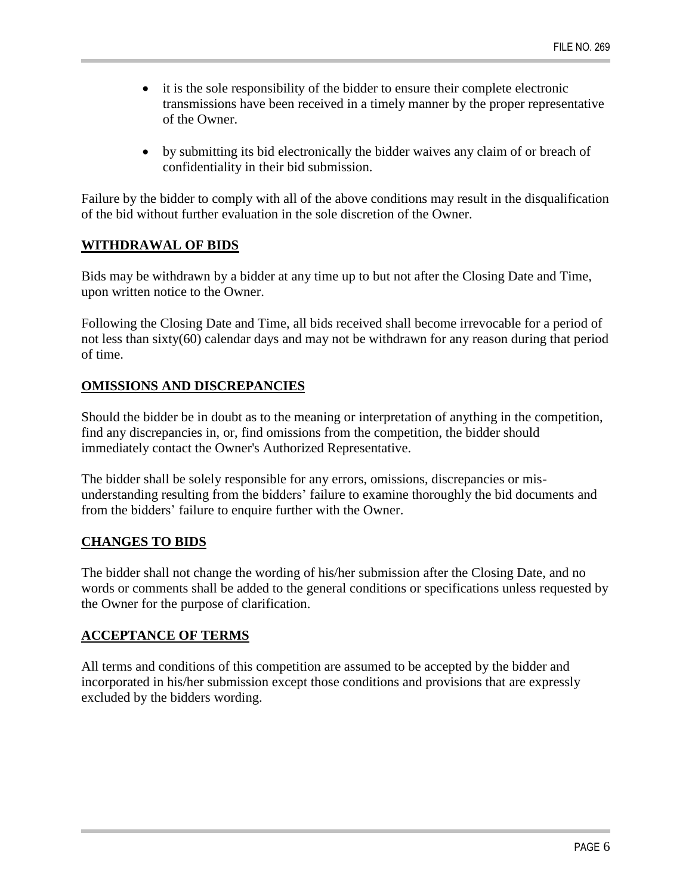- it is the sole responsibility of the bidder to ensure their complete electronic transmissions have been received in a timely manner by the proper representative of the Owner.

- by submitting its bid electronically the bidder waives any claim of or breach of confidentiality in their bid submission.

Failure by the bidder to comply with all of the above conditions may result in the disqualification of the bid without further evaluation in the sole discretion of the Owner.

## WITHDRAWAL OF BIDS

Bids may be withdrawn by a bidder at any time up to but not after the Closing Date and Time, upon written notice to the Owner.

Following the Closing Date and Time, all bids received shall become irrevocable for a period of not less than sixty(60) calendar days and may not be withdrawn for any reason during that period of time.

## OMISSIONS AND DISCREPANCIES

Should the bidder be in doubt as to the meaning or interpretation of anything in the competition, find any discrepancies in, or, find omissions from the competition, the bidder should immediately contact the Owner's Authorized Representative.

The bidder shall be solely responsible for any errors, omissions, discrepancies or mis-understanding resulting from the bidders' failure to examine thoroughly the bid documents and from the bidders' failure to enquire further with the Owner.

## CHANGES TO BIDS

The bidder shall not change the wording of his/her submission after the Closing Date, and no words or comments shall be added to the general conditions or specifications unless requested by the Owner for the purpose of clarification.

## ACCEPTANCE OF TERMS

All terms and conditions of this competition are assumed to be accepted by the bidder and incorporated in his/her submission except those conditions and provisions that are expressly excluded by the bidders wording.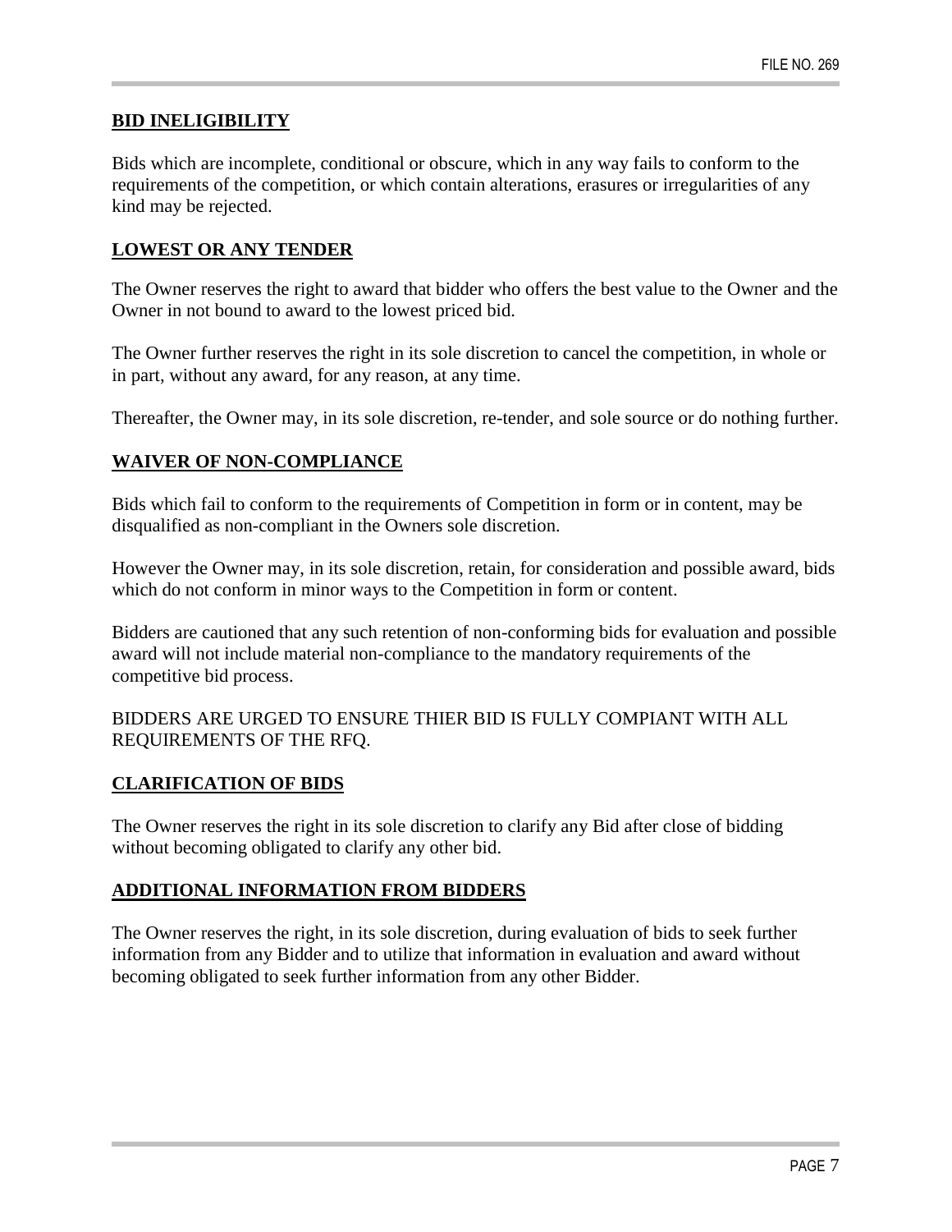## BID INELIGIBILITY

Bids which are incomplete, conditional or obscure, which in any way fails to conform to the requirements of the competition, or which contain alterations, erasures or irregularities of any kind may be rejected.

## LOWEST OR ANY TENDER

The Owner reserves the right to award that bidder who offers the best value to the Owner and the Owner in not bound to award to the lowest priced bid.

The Owner further reserves the right in its sole discretion to cancel the competition, in whole or in part, without any award, for any reason, at any time.

Thereafter, the Owner may, in its sole discretion, re-tender, and sole source or do nothing further.

## WAIVER OF NON-COMPLIANCE

Bids which fail to conform to the requirements of Competition in form or in content, may be disqualified as non-compliant in the Owners sole discretion.

However the Owner may, in its sole discretion, retain, for consideration and possible award, bids which do not conform in minor ways to the Competition in form or content.

Bidders are cautioned that any such retention of non-conforming bids for evaluation and possible award will not include material non-compliance to the mandatory requirements of the competitive bid process.

BIDDERS ARE URGED TO ENSURE THIER BID IS FULLY COMPIANT WITH ALL REQUIREMENTS OF THE RFQ.

## CLARIFICATION OF BIDS

The Owner reserves the right in its sole discretion to clarify any Bid after close of bidding without becoming obligated to clarify any other bid.

## ADDITIONAL INFORMATION FROM BIDDERS

The Owner reserves the right, in its sole discretion, during evaluation of bids to seek further information from any Bidder and to utilize that information in evaluation and award without becoming obligated to seek further information from any other Bidder.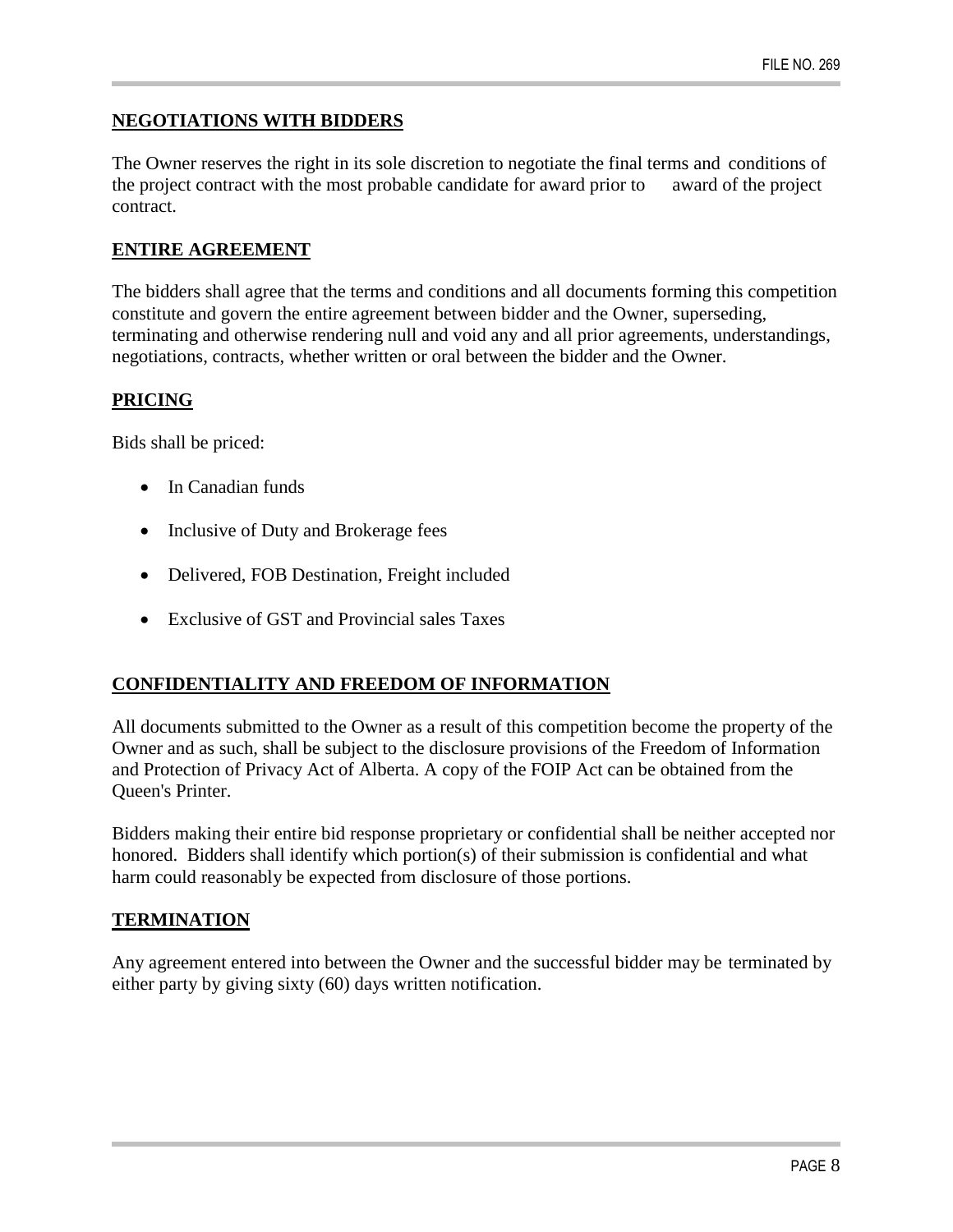## NEGOTIATIONS WITH BIDDERS

The Owner reserves the right in its sole discretion to negotiate the final terms and conditions of the project contract with the most probable candidate for award prior to award of the project contract.

## ENTIRE AGREEMENT

The bidders shall agree that the terms and conditions and all documents forming this competition constitute and govern the entire agreement between bidder and the Owner, superseding, terminating and otherwise rendering null and void any and all prior agreements, understandings, negotiations, contracts, whether written or oral between the bidder and the Owner.

## PRICING

Bids shall be priced:

- In Canadian funds
- Inclusive of Duty and Brokerage fees
- Delivered, FOB Destination, Freight included
- Exclusive of GST and Provincial sales Taxes

## CONFIDENTIALITY AND FREEDOM OF INFORMATION

All documents submitted to the Owner as a result of this competition become the property of the Owner and as such, shall be subject to the disclosure provisions of the Freedom of Information and Protection of Privacy Act of Alberta. A copy of the FOIP Act can be obtained from the Queen's Printer.

Bidders making their entire bid response proprietary or confidential shall be neither accepted nor honored. Bidders shall identify which portion(s) of their submission is confidential and what harm could reasonably be expected from disclosure of those portions.

## TERMINATION

Any agreement entered into between the Owner and the successful bidder may be terminated by either party by giving sixty (60) days written notification.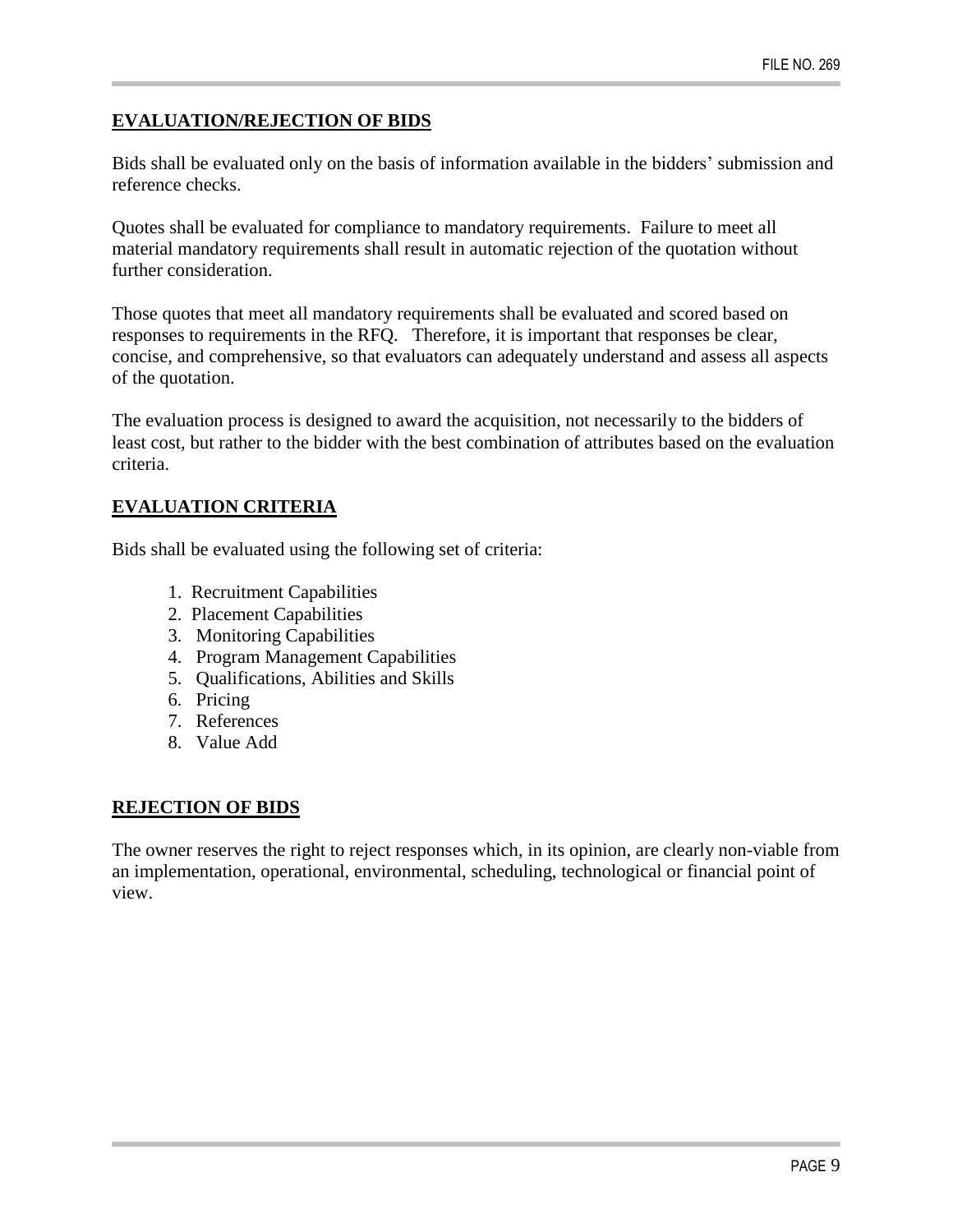## EVALUATION/REJECTION OF BIDS

Bids shall be evaluated only on the basis of information available in the bidders' submission and reference checks.

Quotes shall be evaluated for compliance to mandatory requirements. Failure to meet all material mandatory requirements shall result in automatic rejection of the quotation without further consideration.

Those quotes that meet all mandatory requirements shall be evaluated and scored based on responses to requirements in the RFQ. Therefore, it is important that responses be clear, concise, and comprehensive, so that evaluators can adequately understand and assess all aspects of the quotation.

The evaluation process is designed to award the acquisition, not necessarily to the bidders of least cost, but rather to the bidder with the best combination of attributes based on the evaluation criteria.

## EVALUATION CRITERIA

Bids shall be evaluated using the following set of criteria:

1. Recruitment Capabilities
2. Placement Capabilities
3. Monitoring Capabilities
4. Program Management Capabilities
5. Qualifications, Abilities and Skills
6. Pricing
7. References
8. Value Add

## REJECTION OF BIDS

The owner reserves the right to reject responses which, in its opinion, are clearly non-viable from an implementation, operational, environmental, scheduling, technological or financial point of view.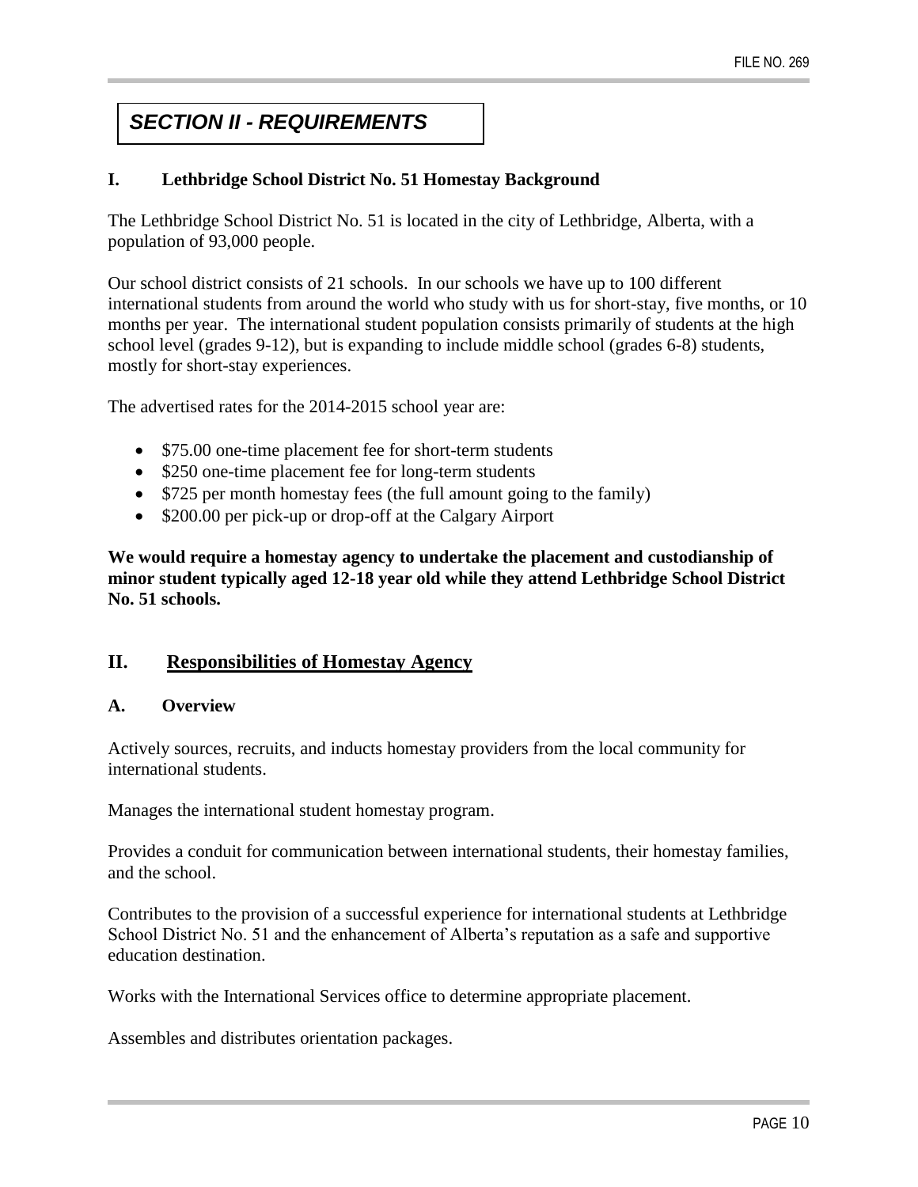# *SECTION II - REQUIREMENTS*

## I. Lethbridge School District No. 51 Homestay Background

The Lethbridge School District No. 51 is located in the city of Lethbridge, Alberta, with a population of 93,000 people.

Our school district consists of 21 schools. In our schools we have up to 100 different international students from around the world who study with us for short-stay, five months, or 10 months per year. The international student population consists primarily of students at the high school level (grades 9-12), but is expanding to include middle school (grades 6-8) students, mostly for short-stay experiences.

The advertised rates for the 2014-2015 school year are:

- $75.00 one-time placement fee for short-term students
- $250 one-time placement fee for long-term students
- $725 per month homestay fees (the full amount going to the family)
- $200.00 per pick-up or drop-off at the Calgary Airport

**We would require a homestay agency to undertake the placement and custodianship of minor student typically aged 12-18 year old while they attend Lethbridge School District No. 51 schools.**

## II. Responsibilities of Homestay Agency

### A. Overview

Actively sources, recruits, and inducts homestay providers from the local community for international students.

Manages the international student homestay program.

Provides a conduit for communication between international students, their homestay families, and the school.

Contributes to the provision of a successful experience for international students at Lethbridge School District No. 51 and the enhancement of Alberta's reputation as a safe and supportive education destination.

Works with the International Services office to determine appropriate placement.

Assembles and distributes orientation packages.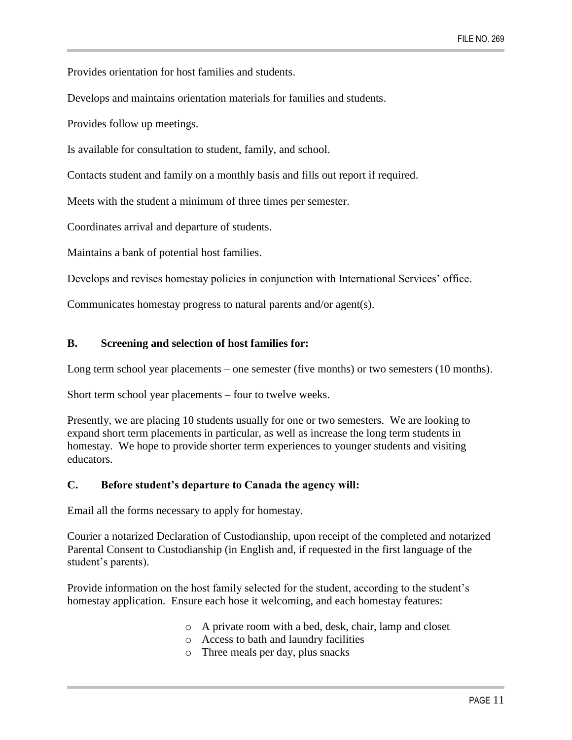Provides orientation for host families and students.

Develops and maintains orientation materials for families and students.

Provides follow up meetings.

Is available for consultation to student, family, and school.

Contacts student and family on a monthly basis and fills out report if required.

Meets with the student a minimum of three times per semester.

Coordinates arrival and departure of students.

Maintains a bank of potential host families.

Develops and revises homestay policies in conjunction with International Services' office.

Communicates homestay progress to natural parents and/or agent(s).

**B. Screening and selection of host families for:**

Long term school year placements – one semester (five months) or two semesters (10 months).

Short term school year placements – four to twelve weeks.

Presently, we are placing 10 students usually for one or two semesters. We are looking to expand short term placements in particular, as well as increase the long term students in homestay. We hope to provide shorter term experiences to younger students and visiting educators.

**C. Before student's departure to Canada the agency will:**

Email all the forms necessary to apply for homestay.

Courier a notarized Declaration of Custodianship, upon receipt of the completed and notarized Parental Consent to Custodianship (in English and, if requested in the first language of the student's parents).

Provide information on the host family selected for the student, according to the student's homestay application. Ensure each hose it welcoming, and each homestay features:

- A private room with a bed, desk, chair, lamp and closet
- Access to bath and laundry facilities
- Three meals per day, plus snacks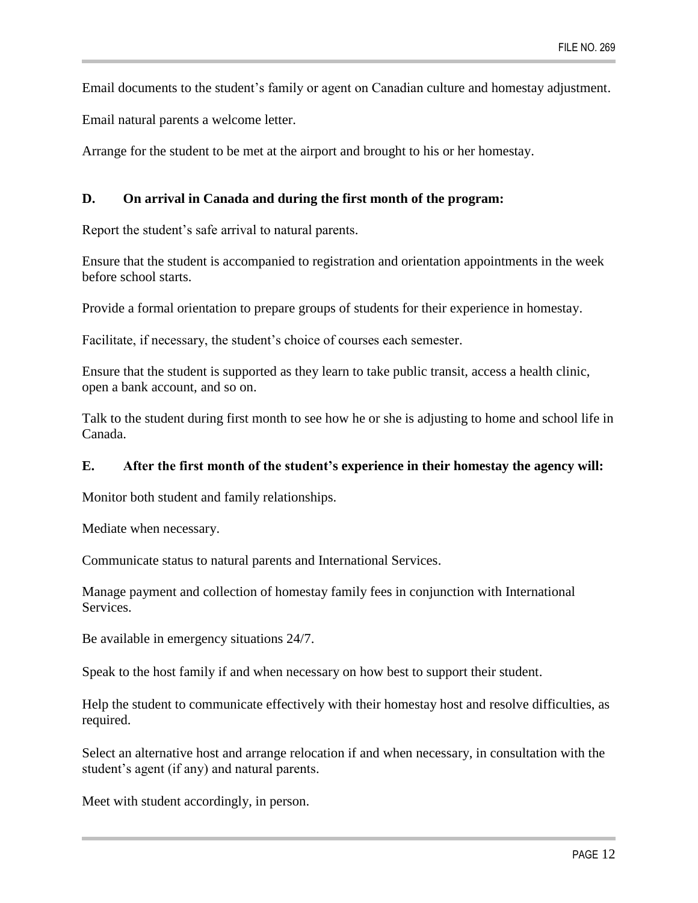Email documents to the student's family or agent on Canadian culture and homestay adjustment.

Email natural parents a welcome letter.

Arrange for the student to be met at the airport and brought to his or her homestay.

**D. On arrival in Canada and during the first month of the program:**

Report the student's safe arrival to natural parents.

Ensure that the student is accompanied to registration and orientation appointments in the week before school starts.

Provide a formal orientation to prepare groups of students for their experience in homestay.

Facilitate, if necessary, the student's choice of courses each semester.

Ensure that the student is supported as they learn to take public transit, access a health clinic, open a bank account, and so on.

Talk to the student during first month to see how he or she is adjusting to home and school life in Canada.

**E. After the first month of the student's experience in their homestay the agency will:**

Monitor both student and family relationships.

Mediate when necessary.

Communicate status to natural parents and International Services.

Manage payment and collection of homestay family fees in conjunction with International Services.

Be available in emergency situations 24/7.

Speak to the host family if and when necessary on how best to support their student.

Help the student to communicate effectively with their homestay host and resolve difficulties, as required.

Select an alternative host and arrange relocation if and when necessary, in consultation with the student's agent (if any) and natural parents.

Meet with student accordingly, in person.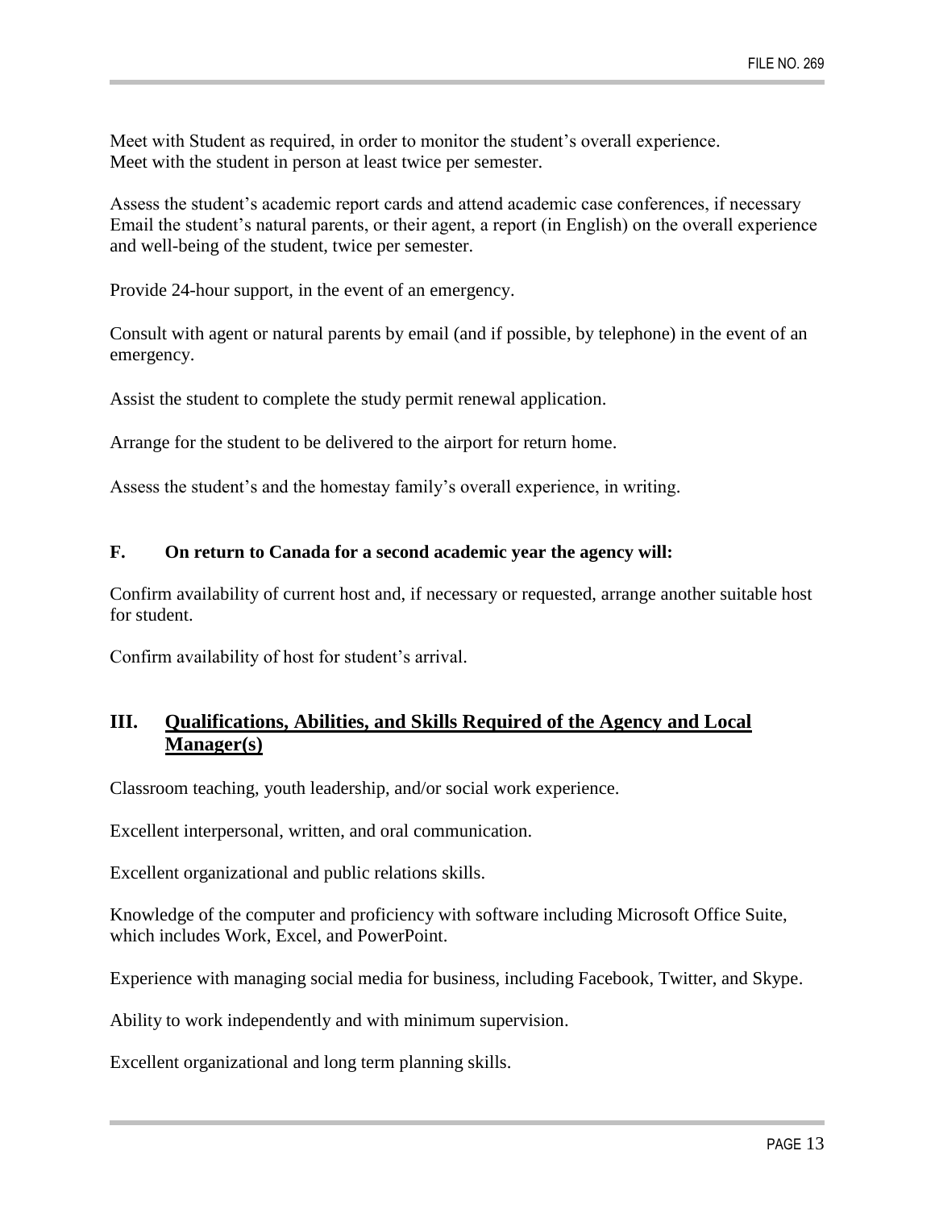Meet with Student as required, in order to monitor the student's overall experience.
Meet with the student in person at least twice per semester.

Assess the student's academic report cards and attend academic case conferences, if necessary
Email the student's natural parents, or their agent, a report (in English) on the overall experience and well-being of the student, twice per semester.

Provide 24-hour support, in the event of an emergency.

Consult with agent or natural parents by email (and if possible, by telephone) in the event of an emergency.

Assist the student to complete the study permit renewal application.

Arrange for the student to be delivered to the airport for return home.

Assess the student's and the homestay family's overall experience, in writing.

### F. On return to Canada for a second academic year the agency will:

Confirm availability of current host and, if necessary or requested, arrange another suitable host for student.

Confirm availability of host for student's arrival.

## III. Qualifications, Abilities, and Skills Required of the Agency and Local Manager(s)

Classroom teaching, youth leadership, and/or social work experience.

Excellent interpersonal, written, and oral communication.

Excellent organizational and public relations skills.

Knowledge of the computer and proficiency with software including Microsoft Office Suite, which includes Work, Excel, and PowerPoint.

Experience with managing social media for business, including Facebook, Twitter, and Skype.

Ability to work independently and with minimum supervision.

Excellent organizational and long term planning skills.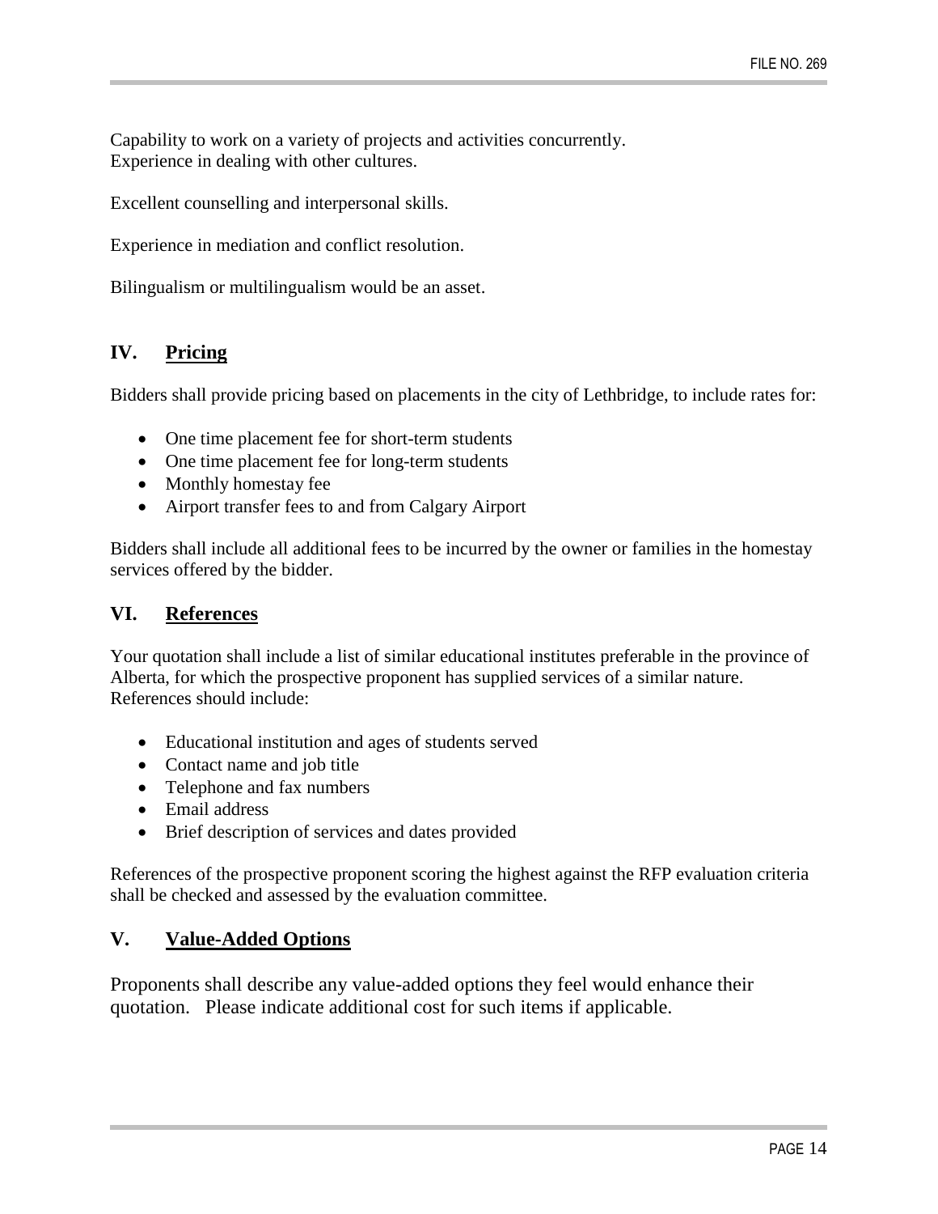Capability to work on a variety of projects and activities concurrently.
Experience in dealing with other cultures.

Excellent counselling and interpersonal skills.

Experience in mediation and conflict resolution.

Bilingualism or multilingualism would be an asset.

## IV. Pricing

Bidders shall provide pricing based on placements in the city of Lethbridge, to include rates for:

- One time placement fee for short-term students
- One time placement fee for long-term students
- Monthly homestay fee
- Airport transfer fees to and from Calgary Airport

Bidders shall include all additional fees to be incurred by the owner or families in the homestay services offered by the bidder.

## VI. References

Your quotation shall include a list of similar educational institutes preferable in the province of Alberta, for which the prospective proponent has supplied services of a similar nature. References should include:

- Educational institution and ages of students served
- Contact name and job title
- Telephone and fax numbers
- Email address
- Brief description of services and dates provided

References of the prospective proponent scoring the highest against the RFP evaluation criteria shall be checked and assessed by the evaluation committee.

## V. Value-Added Options

Proponents shall describe any value-added options they feel would enhance their quotation. Please indicate additional cost for such items if applicable.